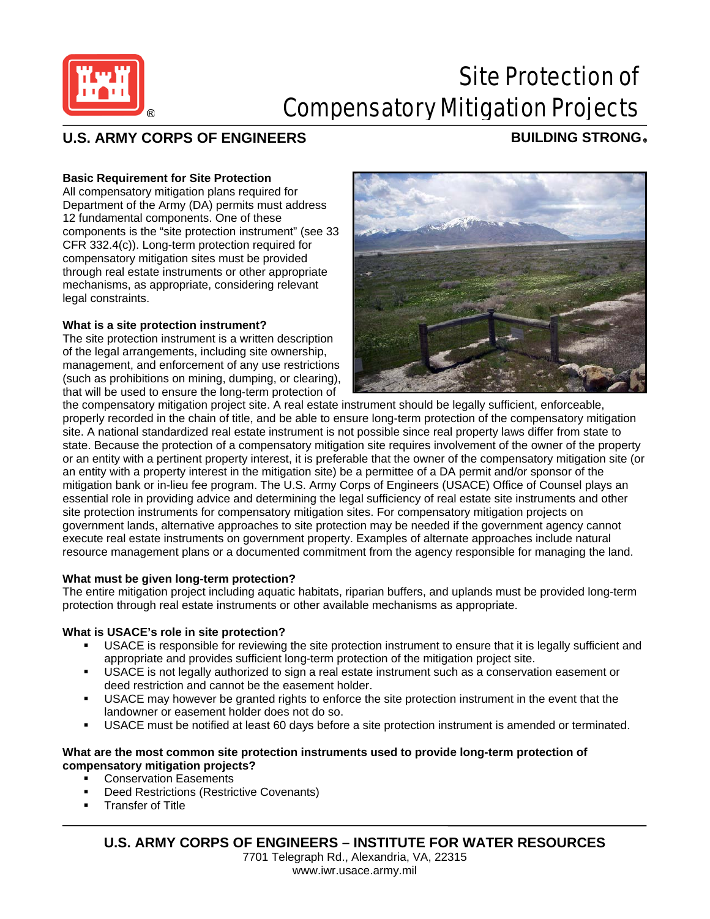# Site Protection of Compensatory Mitigation Projects

**U.S. ARMY CORPS OF ENGINEERS** **BUILDING STRONG®**

### Basic Requirement for Site Protection

All compensatory mitigation plans required for Department of the Army (DA) permits must address 12 fundamental components. One of these components is the "site protection instrument" (see 33 CFR 332.4(c)). Long-term protection required for compensatory mitigation sites must be provided through real estate instruments or other appropriate mechanisms, as appropriate, considering relevant legal constraints.

### What is a site protection instrument?

The site protection instrument is a written description of the legal arrangements, including site ownership, management, and enforcement of any use restrictions (such as prohibitions on mining, dumping, or clearing), that will be used to ensure the long-term protection of the compensatory mitigation project site. A real estate instrument should be legally sufficient, enforceable, properly recorded in the chain of title, and be able to ensure long-term protection of the compensatory mitigation site. A national standardized real estate instrument is not possible since real property laws differ from state to state. Because the protection of a compensatory mitigation site requires involvement of the owner of the property or an entity with a pertinent property interest, it is preferable that the owner of the compensatory mitigation site (or an entity with a property interest in the mitigation site) be a permittee of a DA permit and/or sponsor of the mitigation bank or in-lieu fee program. The U.S. Army Corps of Engineers (USACE) Office of Counsel plays an essential role in providing advice and determining the legal sufficiency of real estate site instruments and other site protection instruments for compensatory mitigation sites. For compensatory mitigation projects on government lands, alternative approaches to site protection may be needed if the government agency cannot execute real estate instruments on government property. Examples of alternate approaches include natural resource management plans or a documented commitment from the agency responsible for managing the land.

### What must be given long-term protection?

The entire mitigation project including aquatic habitats, riparian buffers, and uplands must be provided long-term protection through real estate instruments or other available mechanisms as appropriate.

### What is USACE's role in site protection?

- USACE is responsible for reviewing the site protection instrument to ensure that it is legally sufficient and appropriate and provides sufficient long-term protection of the mitigation project site.
- USACE is not legally authorized to sign a real estate instrument such as a conservation easement or deed restriction and cannot be the easement holder.
- USACE may however be granted rights to enforce the site protection instrument in the event that the landowner or easement holder does not do so.
- USACE must be notified at least 60 days before a site protection instrument is amended or terminated.

### What are the most common site protection instruments used to provide long-term protection of compensatory mitigation projects?

- Conservation Easements
- Deed Restrictions (Restrictive Covenants)
- Transfer of Title

**U.S. ARMY CORPS OF ENGINEERS – INSTITUTE FOR WATER RESOURCES**
7701 Telegraph Rd., Alexandria, VA, 22315
www.iwr.usace.army.mil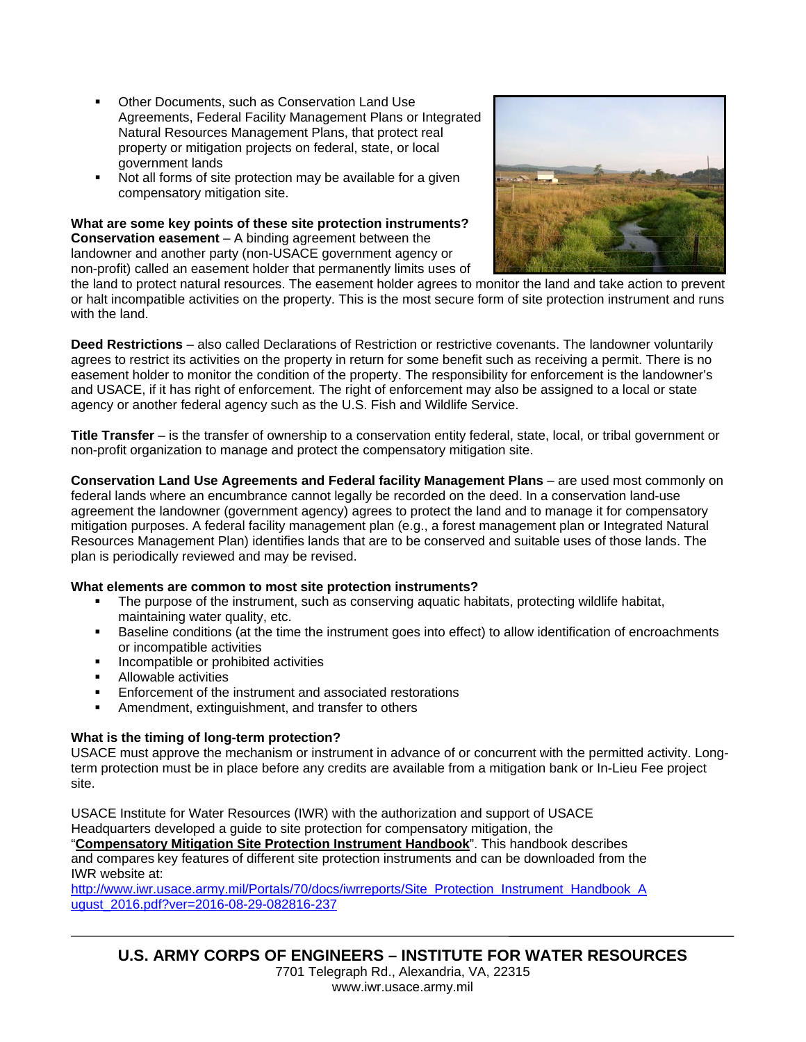- Other Documents, such as Conservation Land Use Agreements, Federal Facility Management Plans or Integrated Natural Resources Management Plans, that protect real property or mitigation projects on federal, state, or local government lands
- Not all forms of site protection may be available for a given compensatory mitigation site.

**What are some key points of these site protection instruments?**

**Conservation easement** – A binding agreement between the landowner and another party (non-USACE government agency or non-profit) called an easement holder that permanently limits uses of the land to protect natural resources. The easement holder agrees to monitor the land and take action to prevent or halt incompatible activities on the property. This is the most secure form of site protection instrument and runs with the land.

**Deed Restrictions** – also called Declarations of Restriction or restrictive covenants. The landowner voluntarily agrees to restrict its activities on the property in return for some benefit such as receiving a permit. There is no easement holder to monitor the condition of the property. The responsibility for enforcement is the landowner's and USACE, if it has right of enforcement. The right of enforcement may also be assigned to a local or state agency or another federal agency such as the U.S. Fish and Wildlife Service.

**Title Transfer** – is the transfer of ownership to a conservation entity federal, state, local, or tribal government or non-profit organization to manage and protect the compensatory mitigation site.

**Conservation Land Use Agreements and Federal facility Management Plans** – are used most commonly on federal lands where an encumbrance cannot legally be recorded on the deed. In a conservation land-use agreement the landowner (government agency) agrees to protect the land and to manage it for compensatory mitigation purposes. A federal facility management plan (e.g., a forest management plan or Integrated Natural Resources Management Plan) identifies lands that are to be conserved and suitable uses of those lands. The plan is periodically reviewed and may be revised.

**What elements are common to most site protection instruments?**

- The purpose of the instrument, such as conserving aquatic habitats, protecting wildlife habitat, maintaining water quality, etc.
- Baseline conditions (at the time the instrument goes into effect) to allow identification of encroachments or incompatible activities
- Incompatible or prohibited activities
- Allowable activities
- Enforcement of the instrument and associated restorations
- Amendment, extinguishment, and transfer to others

**What is the timing of long-term protection?**

USACE must approve the mechanism or instrument in advance of or concurrent with the permitted activity. Long-term protection must be in place before any credits are available from a mitigation bank or In-Lieu Fee project site.

USACE Institute for Water Resources (IWR) with the authorization and support of USACE Headquarters developed a guide to site protection for compensatory mitigation, the "**Compensatory Mitigation Site Protection Instrument Handbook**". This handbook describes and compares key features of different site protection instruments and can be downloaded from the IWR website at:
http://www.iwr.usace.army.mil/Portals/70/docs/iwrreports/Site_Protection_Instrument_Handbook_August_2016.pdf?ver=2016-08-29-082816-237

**U.S. ARMY CORPS OF ENGINEERS – INSTITUTE FOR WATER RESOURCES**
7701 Telegraph Rd., Alexandria, VA, 22315
www.iwr.usace.army.mil